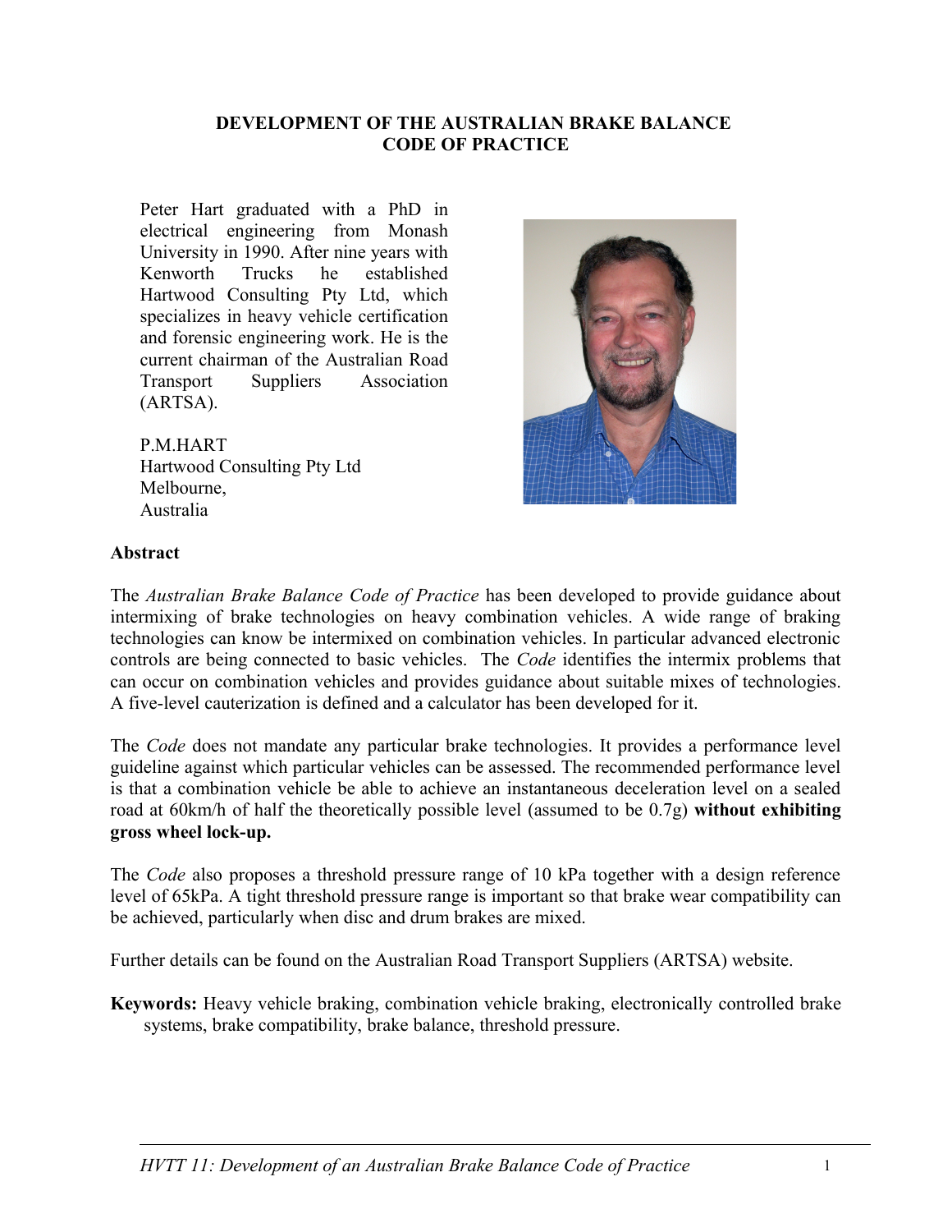# DEVELOPMENT OF THE AUSTRALIAN BRAKE BALANCE CODE OF PRACTICE

Peter Hart graduated with a PhD in electrical engineering from Monash University in 1990. After nine years with Kenworth Trucks he established Hartwood Consulting Pty Ltd, which specializes in heavy vehicle certification and forensic engineering work. He is the current chairman of the Australian Road Transport Suppliers Association (ARTSA).

P.M.HART
Hartwood Consulting Pty Ltd
Melbourne,
Australia

## Abstract

The *Australian Brake Balance Code of Practice* has been developed to provide guidance about intermixing of brake technologies on heavy combination vehicles. A wide range of braking technologies can know be intermixed on combination vehicles. In particular advanced electronic controls are being connected to basic vehicles. The *Code* identifies the intermix problems that can occur on combination vehicles and provides guidance about suitable mixes of technologies. A five-level cauterization is defined and a calculator has been developed for it.

The *Code* does not mandate any particular brake technologies. It provides a performance level guideline against which particular vehicles can be assessed. The recommended performance level is that a combination vehicle be able to achieve an instantaneous deceleration level on a sealed road at 60km/h of half the theoretically possible level (assumed to be 0.7g) **without exhibiting gross wheel lock-up.**

The *Code* also proposes a threshold pressure range of 10 kPa together with a design reference level of 65kPa. A tight threshold pressure range is important so that brake wear compatibility can be achieved, particularly when disc and drum brakes are mixed.

Further details can be found on the Australian Road Transport Suppliers (ARTSA) website.

**Keywords:** Heavy vehicle braking, combination vehicle braking, electronically controlled brake systems, brake compatibility, brake balance, threshold pressure.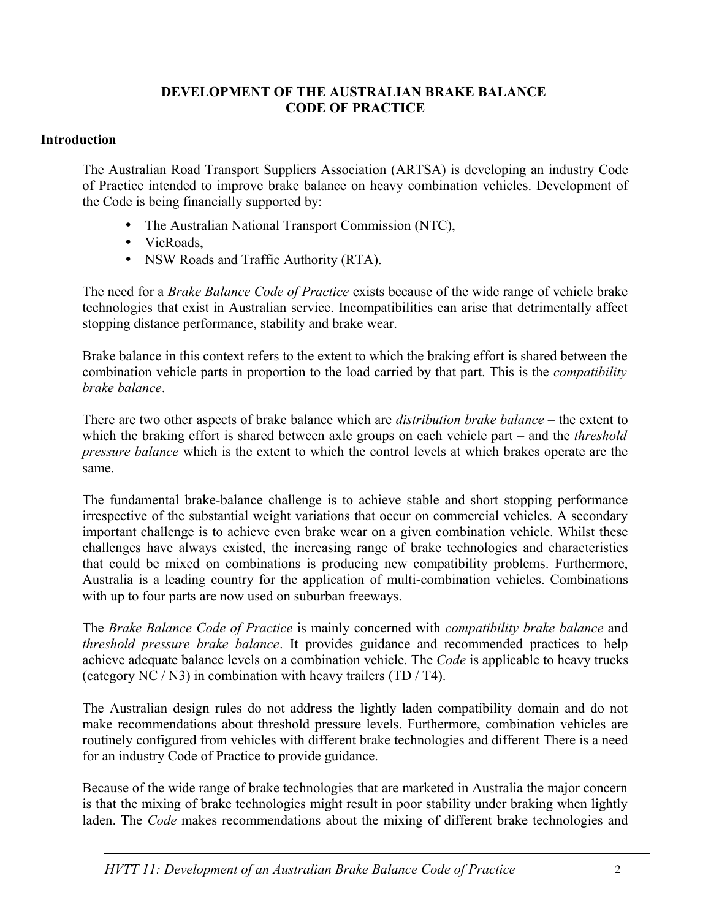## DEVELOPMENT OF THE AUSTRALIAN BRAKE BALANCE CODE OF PRACTICE

### Introduction

The Australian Road Transport Suppliers Association (ARTSA) is developing an industry Code of Practice intended to improve brake balance on heavy combination vehicles. Development of the Code is being financially supported by:

- The Australian National Transport Commission (NTC),
- VicRoads,
- NSW Roads and Traffic Authority (RTA).

The need for a *Brake Balance Code of Practice* exists because of the wide range of vehicle brake technologies that exist in Australian service. Incompatibilities can arise that detrimentally affect stopping distance performance, stability and brake wear.

Brake balance in this context refers to the extent to which the braking effort is shared between the combination vehicle parts in proportion to the load carried by that part. This is the *compatibility brake balance*.

There are two other aspects of brake balance which are *distribution brake balance* – the extent to which the braking effort is shared between axle groups on each vehicle part – and the *threshold pressure balance* which is the extent to which the control levels at which brakes operate are the same.

The fundamental brake-balance challenge is to achieve stable and short stopping performance irrespective of the substantial weight variations that occur on commercial vehicles. A secondary important challenge is to achieve even brake wear on a given combination vehicle. Whilst these challenges have always existed, the increasing range of brake technologies and characteristics that could be mixed on combinations is producing new compatibility problems. Furthermore, Australia is a leading country for the application of multi-combination vehicles. Combinations with up to four parts are now used on suburban freeways.

The *Brake Balance Code of Practice* is mainly concerned with *compatibility brake balance* and *threshold pressure brake balance*. It provides guidance and recommended practices to help achieve adequate balance levels on a combination vehicle. The *Code* is applicable to heavy trucks (category NC / N3) in combination with heavy trailers (TD / T4).

The Australian design rules do not address the lightly laden compatibility domain and do not make recommendations about threshold pressure levels. Furthermore, combination vehicles are routinely configured from vehicles with different brake technologies and different There is a need for an industry Code of Practice to provide guidance.

Because of the wide range of brake technologies that are marketed in Australia the major concern is that the mixing of brake technologies might result in poor stability under braking when lightly laden. The *Code* makes recommendations about the mixing of different brake technologies and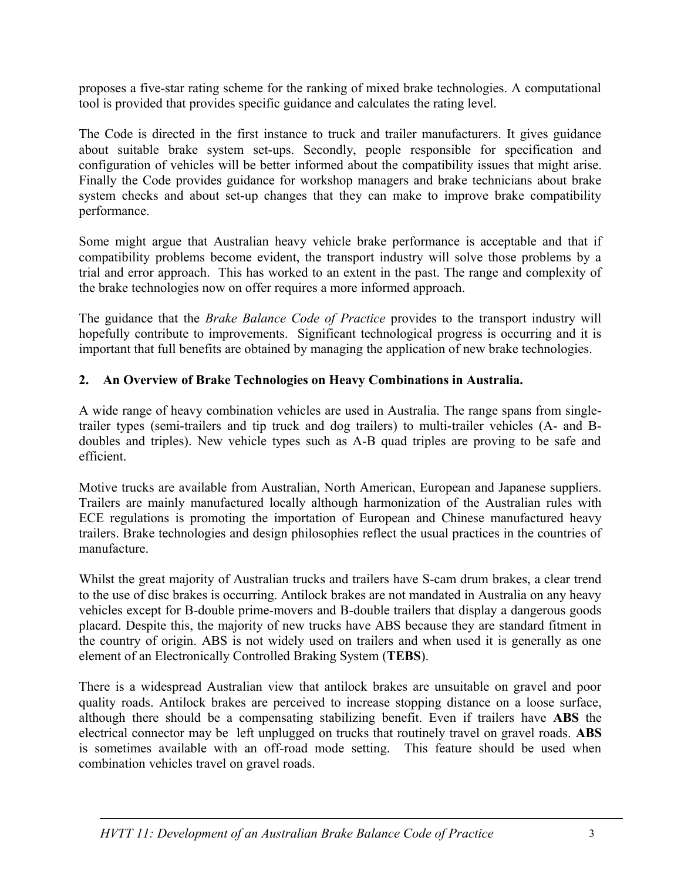proposes a five-star rating scheme for the ranking of mixed brake technologies. A computational tool is provided that provides specific guidance and calculates the rating level.

The Code is directed in the first instance to truck and trailer manufacturers. It gives guidance about suitable brake system set-ups. Secondly, people responsible for specification and configuration of vehicles will be better informed about the compatibility issues that might arise. Finally the Code provides guidance for workshop managers and brake technicians about brake system checks and about set-up changes that they can make to improve brake compatibility performance.

Some might argue that Australian heavy vehicle brake performance is acceptable and that if compatibility problems become evident, the transport industry will solve those problems by a trial and error approach. This has worked to an extent in the past. The range and complexity of the brake technologies now on offer requires a more informed approach.

The guidance that the *Brake Balance Code of Practice* provides to the transport industry will hopefully contribute to improvements. Significant technological progress is occurring and it is important that full benefits are obtained by managing the application of new brake technologies.

## 2. An Overview of Brake Technologies on Heavy Combinations in Australia.

A wide range of heavy combination vehicles are used in Australia. The range spans from single-trailer types (semi-trailers and tip truck and dog trailers) to multi-trailer vehicles (A- and B-doubles and triples). New vehicle types such as A-B quad triples are proving to be safe and efficient.

Motive trucks are available from Australian, North American, European and Japanese suppliers. Trailers are mainly manufactured locally although harmonization of the Australian rules with ECE regulations is promoting the importation of European and Chinese manufactured heavy trailers. Brake technologies and design philosophies reflect the usual practices in the countries of manufacture.

Whilst the great majority of Australian trucks and trailers have S-cam drum brakes, a clear trend to the use of disc brakes is occurring. Antilock brakes are not mandated in Australia on any heavy vehicles except for B-double prime-movers and B-double trailers that display a dangerous goods placard. Despite this, the majority of new trucks have ABS because they are standard fitment in the country of origin. ABS is not widely used on trailers and when used it is generally as one element of an Electronically Controlled Braking System (**TEBS**).

There is a widespread Australian view that antilock brakes are unsuitable on gravel and poor quality roads. Antilock brakes are perceived to increase stopping distance on a loose surface, although there should be a compensating stabilizing benefit. Even if trailers have **ABS** the electrical connector may be left unplugged on trucks that routinely travel on gravel roads. **ABS** is sometimes available with an off-road mode setting. This feature should be used when combination vehicles travel on gravel roads.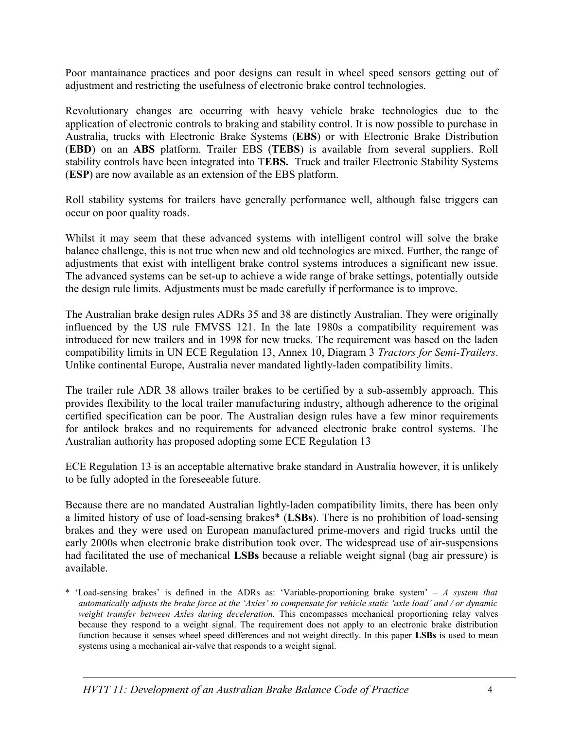Poor mantainance practices and poor designs can result in wheel speed sensors getting out of adjustment and restricting the usefulness of electronic brake control technologies.

Revolutionary changes are occurring with heavy vehicle brake technologies due to the application of electronic controls to braking and stability control. It is now possible to purchase in Australia, trucks with Electronic Brake Systems (**EBS**) or with Electronic Brake Distribution (**EBD**) on an **ABS** platform. Trailer EBS (**TEBS**) is available from several suppliers. Roll stability controls have been integrated into T**EBS.** Truck and trailer Electronic Stability Systems (**ESP**) are now available as an extension of the EBS platform.

Roll stability systems for trailers have generally performance well, although false triggers can occur on poor quality roads.

Whilst it may seem that these advanced systems with intelligent control will solve the brake balance challenge, this is not true when new and old technologies are mixed. Further, the range of adjustments that exist with intelligent brake control systems introduces a significant new issue. The advanced systems can be set-up to achieve a wide range of brake settings, potentially outside the design rule limits. Adjustments must be made carefully if performance is to improve.

The Australian brake design rules ADRs 35 and 38 are distinctly Australian. They were originally influenced by the US rule FMVSS 121. In the late 1980s a compatibility requirement was introduced for new trailers and in 1998 for new trucks. The requirement was based on the laden compatibility limits in UN ECE Regulation 13, Annex 10, Diagram 3 *Tractors for Semi-Trailers*. Unlike continental Europe, Australia never mandated lightly-laden compatibility limits.

The trailer rule ADR 38 allows trailer brakes to be certified by a sub-assembly approach. This provides flexibility to the local trailer manufacturing industry, although adherence to the original certified specification can be poor. The Australian design rules have a few minor requirements for antilock brakes and no requirements for advanced electronic brake control systems. The Australian authority has proposed adopting some ECE Regulation 13

ECE Regulation 13 is an acceptable alternative brake standard in Australia however, it is unlikely to be fully adopted in the foreseeable future.

Because there are no mandated Australian lightly-laden compatibility limits, there has been only a limited history of use of load-sensing brakes* (**LSBs**). There is no prohibition of load-sensing brakes and they were used on European manufactured prime-movers and rigid trucks until the early 2000s when electronic brake distribution took over. The widespread use of air-suspensions had facilitated the use of mechanical **LSBs** because a reliable weight signal (bag air pressure) is available.

\* 'Load-sensing brakes' is defined in the ADRs as: 'Variable-proportioning brake system' – *A system that automatically adjusts the brake force at the 'Axles' to compensate for vehicle static 'axle load' and / or dynamic weight transfer between Axles during deceleration.* This encompasses mechanical proportioning relay valves because they respond to a weight signal. The requirement does not apply to an electronic brake distribution function because it senses wheel speed differences and not weight directly. In this paper **LSBs** is used to mean systems using a mechanical air-valve that responds to a weight signal.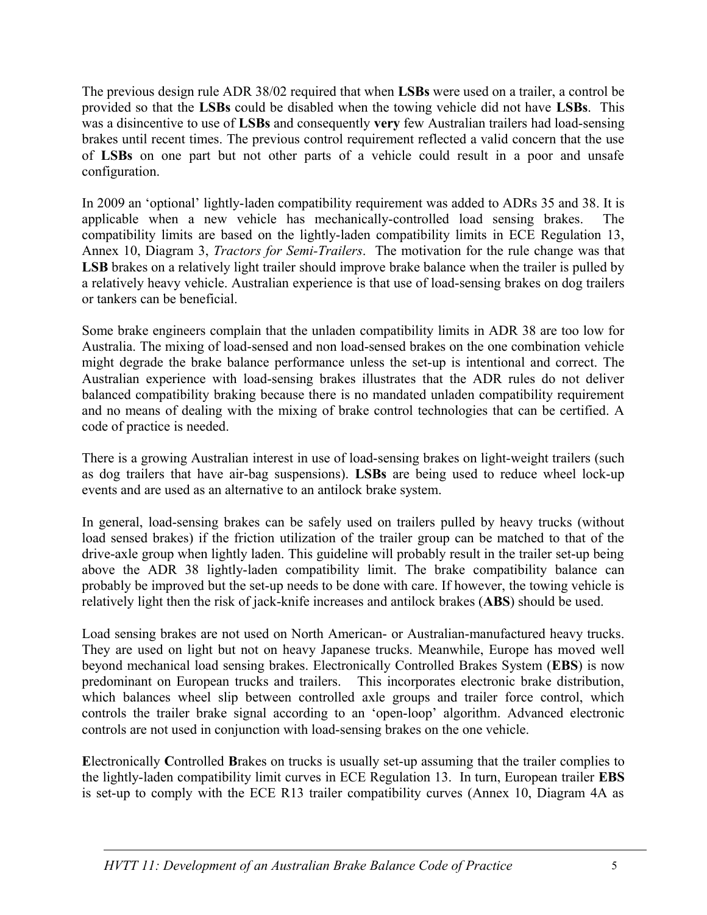The previous design rule ADR 38/02 required that when **LSBs** were used on a trailer, a control be provided so that the **LSBs** could be disabled when the towing vehicle did not have **LSBs**. This was a disincentive to use of **LSBs** and consequently **very** few Australian trailers had load-sensing brakes until recent times. The previous control requirement reflected a valid concern that the use of **LSBs** on one part but not other parts of a vehicle could result in a poor and unsafe configuration.

In 2009 an 'optional' lightly-laden compatibility requirement was added to ADRs 35 and 38. It is applicable when a new vehicle has mechanically-controlled load sensing brakes. The compatibility limits are based on the lightly-laden compatibility limits in ECE Regulation 13, Annex 10, Diagram 3, *Tractors for Semi-Trailers*. The motivation for the rule change was that **LSB** brakes on a relatively light trailer should improve brake balance when the trailer is pulled by a relatively heavy vehicle. Australian experience is that use of load-sensing brakes on dog trailers or tankers can be beneficial.

Some brake engineers complain that the unladen compatibility limits in ADR 38 are too low for Australia. The mixing of load-sensed and non load-sensed brakes on the one combination vehicle might degrade the brake balance performance unless the set-up is intentional and correct. The Australian experience with load-sensing brakes illustrates that the ADR rules do not deliver balanced compatibility braking because there is no mandated unladen compatibility requirement and no means of dealing with the mixing of brake control technologies that can be certified. A code of practice is needed.

There is a growing Australian interest in use of load-sensing brakes on light-weight trailers (such as dog trailers that have air-bag suspensions). **LSBs** are being used to reduce wheel lock-up events and are used as an alternative to an antilock brake system.

In general, load-sensing brakes can be safely used on trailers pulled by heavy trucks (without load sensed brakes) if the friction utilization of the trailer group can be matched to that of the drive-axle group when lightly laden. This guideline will probably result in the trailer set-up being above the ADR 38 lightly-laden compatibility limit. The brake compatibility balance can probably be improved but the set-up needs to be done with care. If however, the towing vehicle is relatively light then the risk of jack-knife increases and antilock brakes (**ABS**) should be used.

Load sensing brakes are not used on North American- or Australian-manufactured heavy trucks. They are used on light but not on heavy Japanese trucks. Meanwhile, Europe has moved well beyond mechanical load sensing brakes. Electronically Controlled Brakes System (**EBS**) is now predominant on European trucks and trailers. This incorporates electronic brake distribution, which balances wheel slip between controlled axle groups and trailer force control, which controls the trailer brake signal according to an 'open-loop' algorithm. Advanced electronic controls are not used in conjunction with load-sensing brakes on the one vehicle.

**E**lectronically **C**ontrolled **B**rakes on trucks is usually set-up assuming that the trailer complies to the lightly-laden compatibility limit curves in ECE Regulation 13. In turn, European trailer **EBS** is set-up to comply with the ECE R13 trailer compatibility curves (Annex 10, Diagram 4A as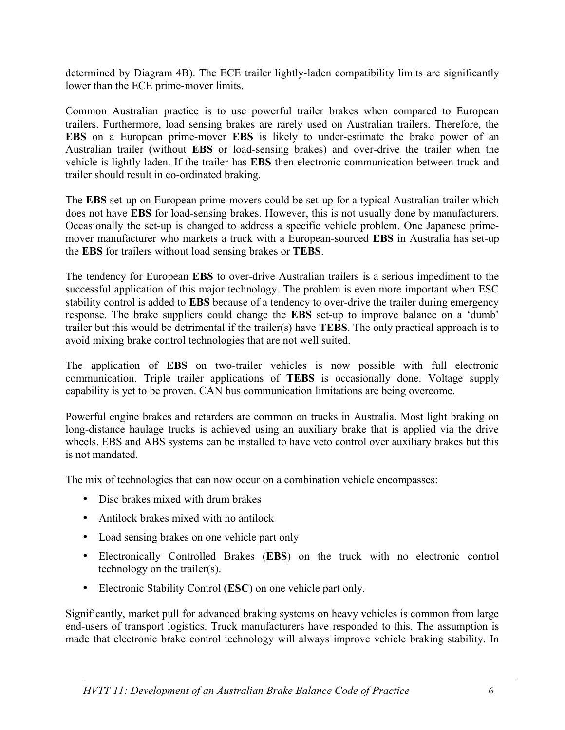determined by Diagram 4B). The ECE trailer lightly-laden compatibility limits are significantly lower than the ECE prime-mover limits.

Common Australian practice is to use powerful trailer brakes when compared to European trailers. Furthermore, load sensing brakes are rarely used on Australian trailers. Therefore, the **EBS** on a European prime-mover **EBS** is likely to under-estimate the brake power of an Australian trailer (without **EBS** or load-sensing brakes) and over-drive the trailer when the vehicle is lightly laden. If the trailer has **EBS** then electronic communication between truck and trailer should result in co-ordinated braking.

The **EBS** set-up on European prime-movers could be set-up for a typical Australian trailer which does not have **EBS** for load-sensing brakes. However, this is not usually done by manufacturers. Occasionally the set-up is changed to address a specific vehicle problem. One Japanese prime-mover manufacturer who markets a truck with a European-sourced **EBS** in Australia has set-up the **EBS** for trailers without load sensing brakes or **TEBS**.

The tendency for European **EBS** to over-drive Australian trailers is a serious impediment to the successful application of this major technology. The problem is even more important when ESC stability control is added to **EBS** because of a tendency to over-drive the trailer during emergency response. The brake suppliers could change the **EBS** set-up to improve balance on a 'dumb' trailer but this would be detrimental if the trailer(s) have **TEBS**. The only practical approach is to avoid mixing brake control technologies that are not well suited.

The application of **EBS** on two-trailer vehicles is now possible with full electronic communication. Triple trailer applications of **TEBS** is occasionally done. Voltage supply capability is yet to be proven. CAN bus communication limitations are being overcome.

Powerful engine brakes and retarders are common on trucks in Australia. Most light braking on long-distance haulage trucks is achieved using an auxiliary brake that is applied via the drive wheels. EBS and ABS systems can be installed to have veto control over auxiliary brakes but this is not mandated.

The mix of technologies that can now occur on a combination vehicle encompasses:

- Disc brakes mixed with drum brakes
- Antilock brakes mixed with no antilock
- Load sensing brakes on one vehicle part only
- Electronically Controlled Brakes (**EBS**) on the truck with no electronic control technology on the trailer(s).
- Electronic Stability Control (**ESC**) on one vehicle part only.

Significantly, market pull for advanced braking systems on heavy vehicles is common from large end-users of transport logistics. Truck manufacturers have responded to this. The assumption is made that electronic brake control technology will always improve vehicle braking stability. In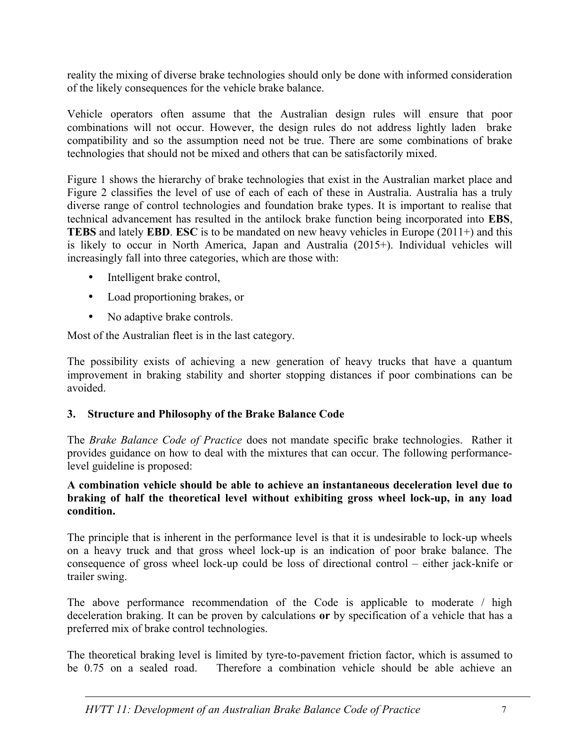reality the mixing of diverse brake technologies should only be done with informed consideration of the likely consequences for the vehicle brake balance.

Vehicle operators often assume that the Australian design rules will ensure that poor combinations will not occur. However, the design rules do not address lightly laden brake compatibility and so the assumption need not be true. There are some combinations of brake technologies that should not be mixed and others that can be satisfactorily mixed.

Figure 1 shows the hierarchy of brake technologies that exist in the Australian market place and Figure 2 classifies the level of use of each of each of these in Australia. Australia has a truly diverse range of control technologies and foundation brake types. It is important to realise that technical advancement has resulted in the antilock brake function being incorporated into **EBS**, **TEBS** and lately **EBD**. **ESC** is to be mandated on new heavy vehicles in Europe (2011+) and this is likely to occur in North America, Japan and Australia (2015+). Individual vehicles will increasingly fall into three categories, which are those with:

- Intelligent brake control,
- Load proportioning brakes, or
- No adaptive brake controls.

Most of the Australian fleet is in the last category.

The possibility exists of achieving a new generation of heavy trucks that have a quantum improvement in braking stability and shorter stopping distances if poor combinations can be avoided.

## 3. Structure and Philosophy of the Brake Balance Code

The *Brake Balance Code of Practice* does not mandate specific brake technologies. Rather it provides guidance on how to deal with the mixtures that can occur. The following performance-level guideline is proposed:

**A combination vehicle should be able to achieve an instantaneous deceleration level due to braking of half the theoretical level without exhibiting gross wheel lock-up, in any load condition.**

The principle that is inherent in the performance level is that it is undesirable to lock-up wheels on a heavy truck and that gross wheel lock-up is an indication of poor brake balance. The consequence of gross wheel lock-up could be loss of directional control – either jack-knife or trailer swing.

The above performance recommendation of the Code is applicable to moderate / high deceleration braking. It can be proven by calculations **or** by specification of a vehicle that has a preferred mix of brake control technologies.

The theoretical braking level is limited by tyre-to-pavement friction factor, which is assumed to be 0.75 on a sealed road. Therefore a combination vehicle should be able achieve an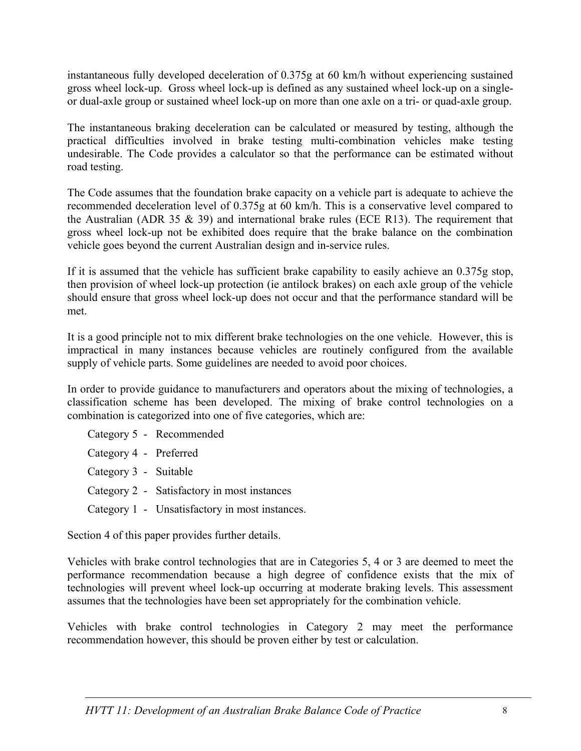instantaneous fully developed deceleration of 0.375g at 60 km/h without experiencing sustained gross wheel lock-up. Gross wheel lock-up is defined as any sustained wheel lock-up on a single- or dual-axle group or sustained wheel lock-up on more than one axle on a tri- or quad-axle group.

The instantaneous braking deceleration can be calculated or measured by testing, although the practical difficulties involved in brake testing multi-combination vehicles make testing undesirable. The Code provides a calculator so that the performance can be estimated without road testing.

The Code assumes that the foundation brake capacity on a vehicle part is adequate to achieve the recommended deceleration level of 0.375g at 60 km/h. This is a conservative level compared to the Australian (ADR 35 & 39) and international brake rules (ECE R13). The requirement that gross wheel lock-up not be exhibited does require that the brake balance on the combination vehicle goes beyond the current Australian design and in-service rules.

If it is assumed that the vehicle has sufficient brake capability to easily achieve an 0.375g stop, then provision of wheel lock-up protection (ie antilock brakes) on each axle group of the vehicle should ensure that gross wheel lock-up does not occur and that the performance standard will be met.

It is a good principle not to mix different brake technologies on the one vehicle. However, this is impractical in many instances because vehicles are routinely configured from the available supply of vehicle parts. Some guidelines are needed to avoid poor choices.

In order to provide guidance to manufacturers and operators about the mixing of technologies, a classification scheme has been developed. The mixing of brake control technologies on a combination is categorized into one of five categories, which are:

- Category 5 - Recommended
- Category 4 - Preferred
- Category 3 - Suitable
- Category 2 - Satisfactory in most instances
- Category 1 - Unsatisfactory in most instances.

Section 4 of this paper provides further details.

Vehicles with brake control technologies that are in Categories 5, 4 or 3 are deemed to meet the performance recommendation because a high degree of confidence exists that the mix of technologies will prevent wheel lock-up occurring at moderate braking levels. This assessment assumes that the technologies have been set appropriately for the combination vehicle.

Vehicles with brake control technologies in Category 2 may meet the performance recommendation however, this should be proven either by test or calculation.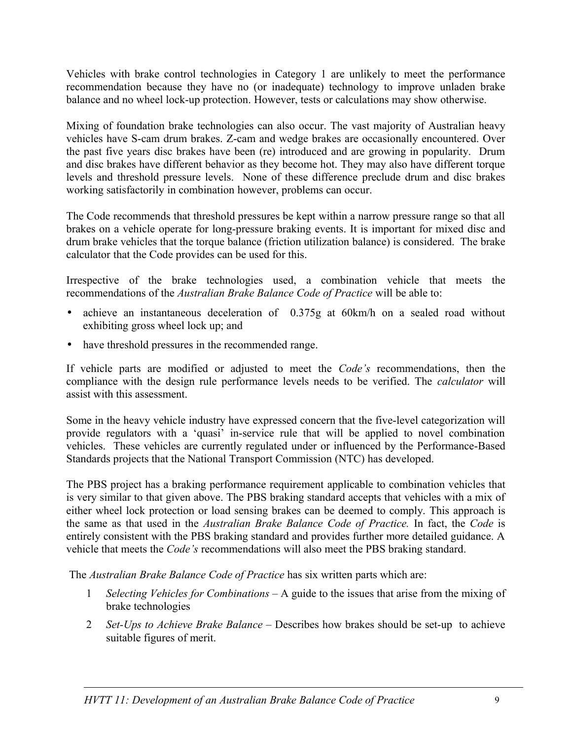Vehicles with brake control technologies in Category 1 are unlikely to meet the performance recommendation because they have no (or inadequate) technology to improve unladen brake balance and no wheel lock-up protection. However, tests or calculations may show otherwise.

Mixing of foundation brake technologies can also occur. The vast majority of Australian heavy vehicles have S-cam drum brakes. Z-cam and wedge brakes are occasionally encountered. Over the past five years disc brakes have been (re) introduced and are growing in popularity. Drum and disc brakes have different behavior as they become hot. They may also have different torque levels and threshold pressure levels. None of these difference preclude drum and disc brakes working satisfactorily in combination however, problems can occur.

The Code recommends that threshold pressures be kept within a narrow pressure range so that all brakes on a vehicle operate for long-pressure braking events. It is important for mixed disc and drum brake vehicles that the torque balance (friction utilization balance) is considered. The brake calculator that the Code provides can be used for this.

Irrespective of the brake technologies used, a combination vehicle that meets the recommendations of the *Australian Brake Balance Code of Practice* will be able to:

- achieve an instantaneous deceleration of 0.375g at 60km/h on a sealed road without exhibiting gross wheel lock up; and
- have threshold pressures in the recommended range.

If vehicle parts are modified or adjusted to meet the *Code's* recommendations, then the compliance with the design rule performance levels needs to be verified. The *calculator* will assist with this assessment.

Some in the heavy vehicle industry have expressed concern that the five-level categorization will provide regulators with a 'quasi' in-service rule that will be applied to novel combination vehicles. These vehicles are currently regulated under or influenced by the Performance-Based Standards projects that the National Transport Commission (NTC) has developed.

The PBS project has a braking performance requirement applicable to combination vehicles that is very similar to that given above. The PBS braking standard accepts that vehicles with a mix of either wheel lock protection or load sensing brakes can be deemed to comply. This approach is the same as that used in the *Australian Brake Balance Code of Practice.* In fact, the *Code* is entirely consistent with the PBS braking standard and provides further more detailed guidance. A vehicle that meets the *Code's* recommendations will also meet the PBS braking standard.

The *Australian Brake Balance Code of Practice* has six written parts which are:

1. *Selecting Vehicles for Combinations* – A guide to the issues that arise from the mixing of brake technologies
2. *Set-Ups to Achieve Brake Balance* – Describes how brakes should be set-up to achieve suitable figures of merit.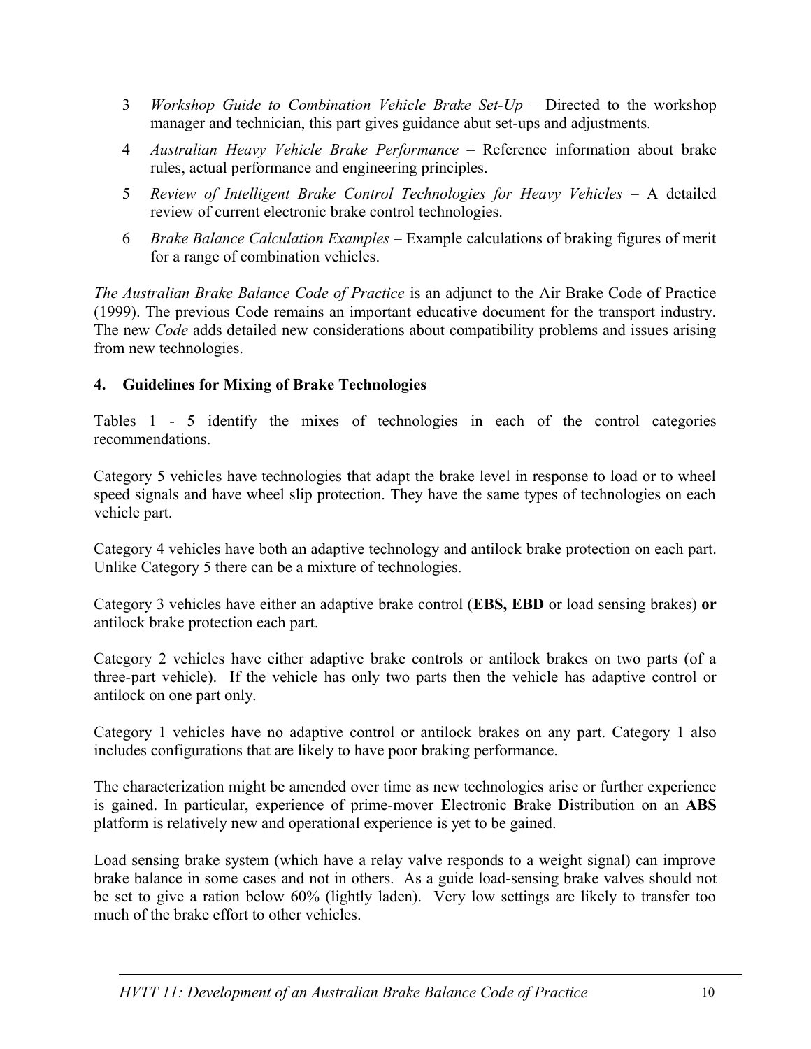3 *Workshop Guide to Combination Vehicle Brake Set-Up* – Directed to the workshop manager and technician, this part gives guidance abut set-ups and adjustments.

4 *Australian Heavy Vehicle Brake Performance* – Reference information about brake rules, actual performance and engineering principles.

5 *Review of Intelligent Brake Control Technologies for Heavy Vehicles* – A detailed review of current electronic brake control technologies.

6 *Brake Balance Calculation Examples* – Example calculations of braking figures of merit for a range of combination vehicles.

*The Australian Brake Balance Code of Practice* is an adjunct to the Air Brake Code of Practice (1999). The previous Code remains an important educative document for the transport industry. The new *Code* adds detailed new considerations about compatibility problems and issues arising from new technologies.

## 4. Guidelines for Mixing of Brake Technologies

Tables 1 - 5 identify the mixes of technologies in each of the control categories recommendations.

Category 5 vehicles have technologies that adapt the brake level in response to load or to wheel speed signals and have wheel slip protection. They have the same types of technologies on each vehicle part.

Category 4 vehicles have both an adaptive technology and antilock brake protection on each part. Unlike Category 5 there can be a mixture of technologies.

Category 3 vehicles have either an adaptive brake control (**EBS, EBD** or load sensing brakes) **or** antilock brake protection each part.

Category 2 vehicles have either adaptive brake controls or antilock brakes on two parts (of a three-part vehicle). If the vehicle has only two parts then the vehicle has adaptive control or antilock on one part only.

Category 1 vehicles have no adaptive control or antilock brakes on any part. Category 1 also includes configurations that are likely to have poor braking performance.

The characterization might be amended over time as new technologies arise or further experience is gained. In particular, experience of prime-mover **E**lectronic **B**rake **D**istribution on an **ABS** platform is relatively new and operational experience is yet to be gained.

Load sensing brake system (which have a relay valve responds to a weight signal) can improve brake balance in some cases and not in others. As a guide load-sensing brake valves should not be set to give a ration below 60% (lightly laden). Very low settings are likely to transfer too much of the brake effort to other vehicles.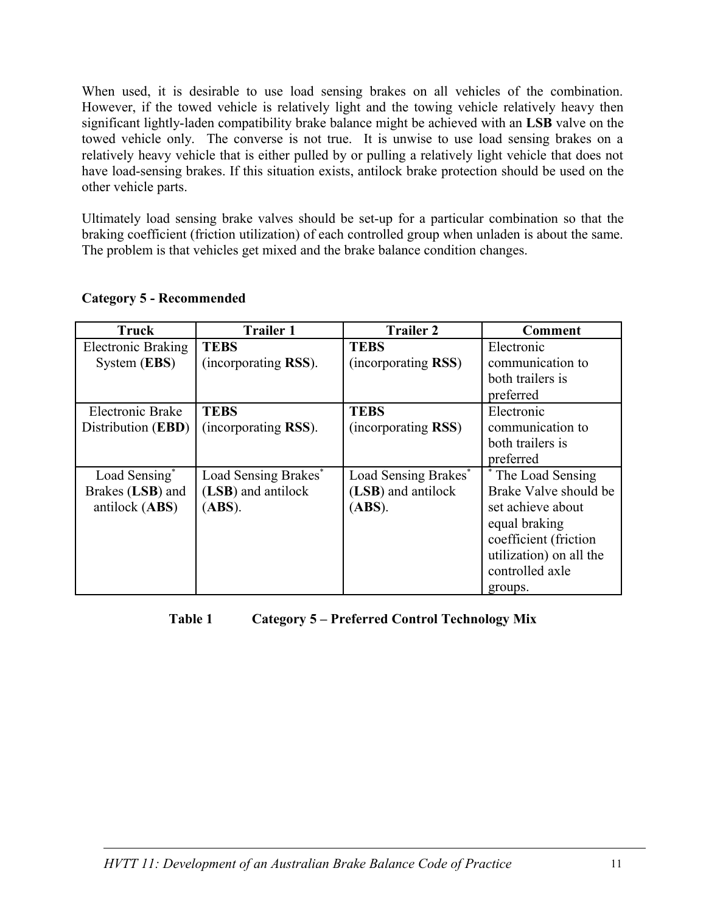When used, it is desirable to use load sensing brakes on all vehicles of the combination. However, if the towed vehicle is relatively light and the towing vehicle relatively heavy then significant lightly-laden compatibility brake balance might be achieved with an **LSB** valve on the towed vehicle only. The converse is not true. It is unwise to use load sensing brakes on a relatively heavy vehicle that is either pulled by or pulling a relatively light vehicle that does not have load-sensing brakes. If this situation exists, antilock brake protection should be used on the other vehicle parts.

Ultimately load sensing brake valves should be set-up for a particular combination so that the braking coefficient (friction utilization) of each controlled group when unladen is about the same. The problem is that vehicles get mixed and the brake balance condition changes.

**Category 5 - Recommended**

| Truck | Trailer 1 | Trailer 2 | Comment |
|---|---|---|---|
| Electronic Braking System (**EBS**) | **TEBS** (incorporating **RSS**). | **TEBS** (incorporating **RSS**) | Electronic communication to both trailers is preferred |
| Electronic Brake Distribution (**EBD**) | **TEBS** (incorporating **RSS**). | **TEBS** (incorporating **RSS**) | Electronic communication to both trailers is preferred |
| Load Sensing* Brakes (**LSB**) and antilock (**ABS**) | Load Sensing Brakes* (**LSB**) and antilock (**ABS**). | Load Sensing Brakes* (**LSB**) and antilock (**ABS**). | * The Load Sensing Brake Valve should be set achieve about equal braking coefficient (friction utilization) on all the controlled axle groups. |

**Table 1 Category 5 – Preferred Control Technology Mix**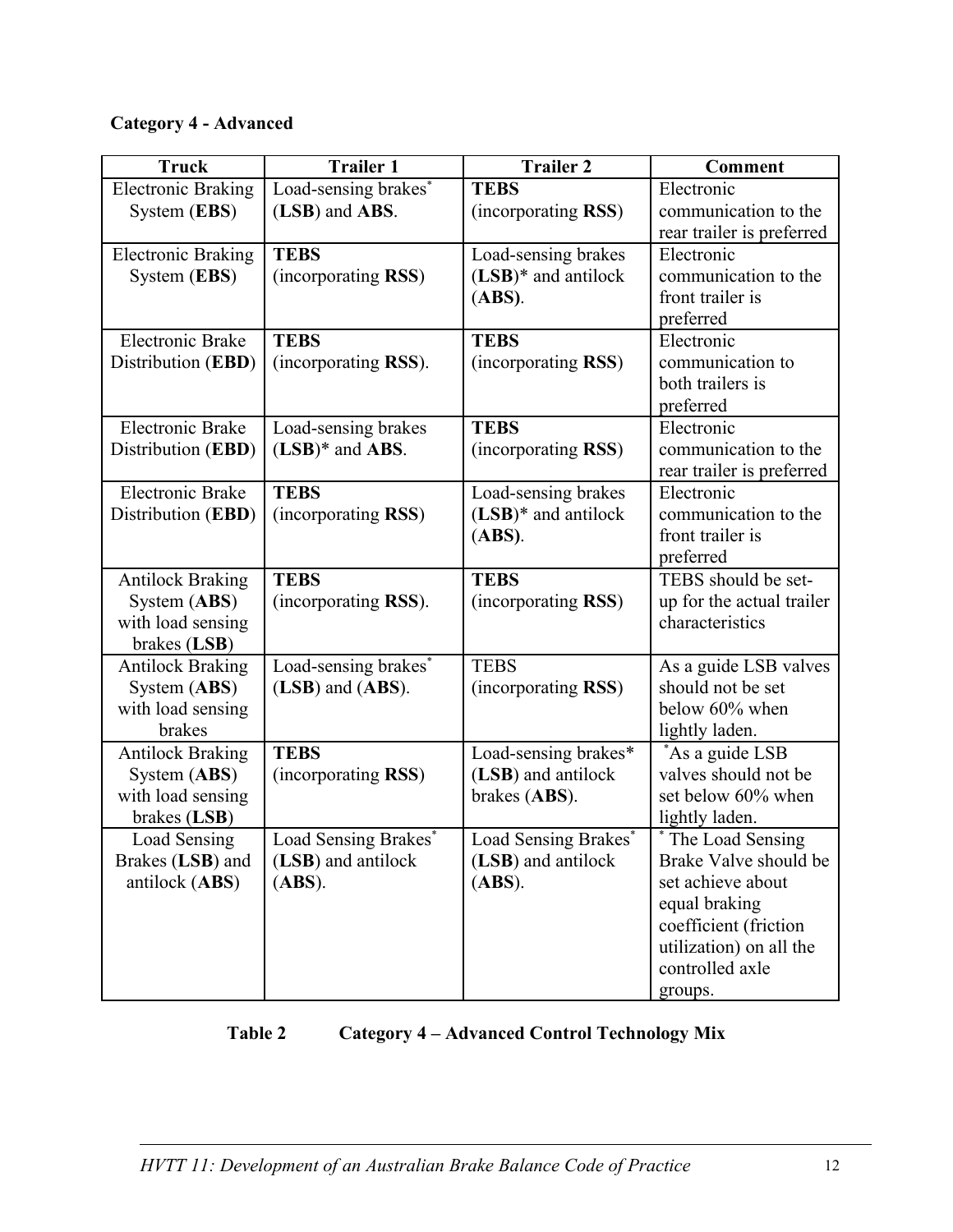**Category 4 - Advanced**

| Truck | Trailer 1 | Trailer 2 | Comment |
|---|---|---|---|
| Electronic Braking System (**EBS**) | Load-sensing brakes* (**LSB**) and **ABS**. | **TEBS** (incorporating **RSS**) | Electronic communication to the rear trailer is preferred |
| Electronic Braking System (**EBS**) | **TEBS** (incorporating **RSS**) | Load-sensing brakes (**LSB**)* and antilock (**ABS**). | Electronic communication to the front trailer is preferred |
| Electronic Brake Distribution (**EBD**) | **TEBS** (incorporating **RSS**). | **TEBS** (incorporating **RSS**) | Electronic communication to both trailers is preferred |
| Electronic Brake Distribution (**EBD**) | Load-sensing brakes (**LSB**)* and **ABS**. | **TEBS** (incorporating **RSS**) | Electronic communication to the rear trailer is preferred |
| Electronic Brake Distribution (**EBD**) | **TEBS** (incorporating **RSS**) | Load-sensing brakes (**LSB**)* and antilock (**ABS**). | Electronic communication to the front trailer is preferred |
| Antilock Braking System (**ABS**) with load sensing brakes (**LSB**) | **TEBS** (incorporating **RSS**). | **TEBS** (incorporating **RSS**) | TEBS should be set-up for the actual trailer characteristics |
| Antilock Braking System (**ABS**) with load sensing brakes | Load-sensing brakes* (**LSB**) and (**ABS**). | TEBS (incorporating **RSS**) | As a guide LSB valves should not be set below 60% when lightly laden. |
| Antilock Braking System (**ABS**) with load sensing brakes (**LSB**) | **TEBS** (incorporating **RSS**) | Load-sensing brakes* (**LSB**) and antilock brakes (**ABS**). | *As a guide LSB valves should not be set below 60% when lightly laden. |
| Load Sensing Brakes (**LSB**) and antilock (**ABS**) | Load Sensing Brakes* (**LSB**) and antilock (**ABS**). | Load Sensing Brakes* (**LSB**) and antilock (**ABS**). | * The Load Sensing Brake Valve should be set achieve about equal braking coefficient (friction utilization) on all the controlled axle groups. |

**Table 2 Category 4 – Advanced Control Technology Mix**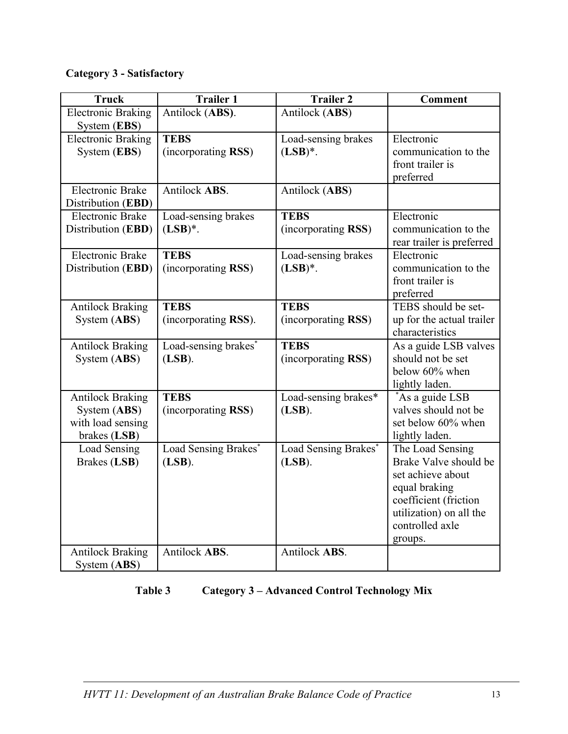**Category 3 - Satisfactory**

| Truck | Trailer 1 | Trailer 2 | Comment |
|---|---|---|---|
| Electronic Braking System (**EBS**) | Antilock (**ABS)**. | Antilock (**ABS**) | |
| Electronic Braking System (**EBS**) | **TEBS** (incorporating **RSS**) | Load-sensing brakes (**LSB**)*. | Electronic communication to the front trailer is preferred |
| Electronic Brake Distribution (**EBD**) | Antilock **ABS**. | Antilock (**ABS**) | |
| Electronic Brake Distribution (**EBD**) | Load-sensing brakes (**LSB**)*. | **TEBS** (incorporating **RSS**) | Electronic communication to the rear trailer is preferred |
| Electronic Brake Distribution (**EBD**) | **TEBS** (incorporating **RSS**) | Load-sensing brakes (**LSB**)*. | Electronic communication to the front trailer is preferred |
| Antilock Braking System (**ABS**) | **TEBS** (incorporating **RSS**). | **TEBS** (incorporating **RSS**) | TEBS should be set-up for the actual trailer characteristics |
| Antilock Braking System (**ABS**) | Load-sensing brakes* (**LSB**). | **TEBS** (incorporating **RSS**) | As a guide LSB valves should not be set below 60% when lightly laden. |
| Antilock Braking System (**ABS**) with load sensing brakes (**LSB**) | **TEBS** (incorporating **RSS**) | Load-sensing brakes* (**LSB**). | *As a guide LSB valves should not be set below 60% when lightly laden. |
| Load Sensing Brakes (**LSB**) | Load Sensing Brakes* (**LSB**). | Load Sensing Brakes* (**LSB**). | The Load Sensing Brake Valve should be set achieve about equal braking coefficient (friction utilization) on all the controlled axle groups. |
| Antilock Braking System (**ABS**) | Antilock **ABS**. | Antilock **ABS**. | |

**Table 3 Category 3 – Advanced Control Technology Mix**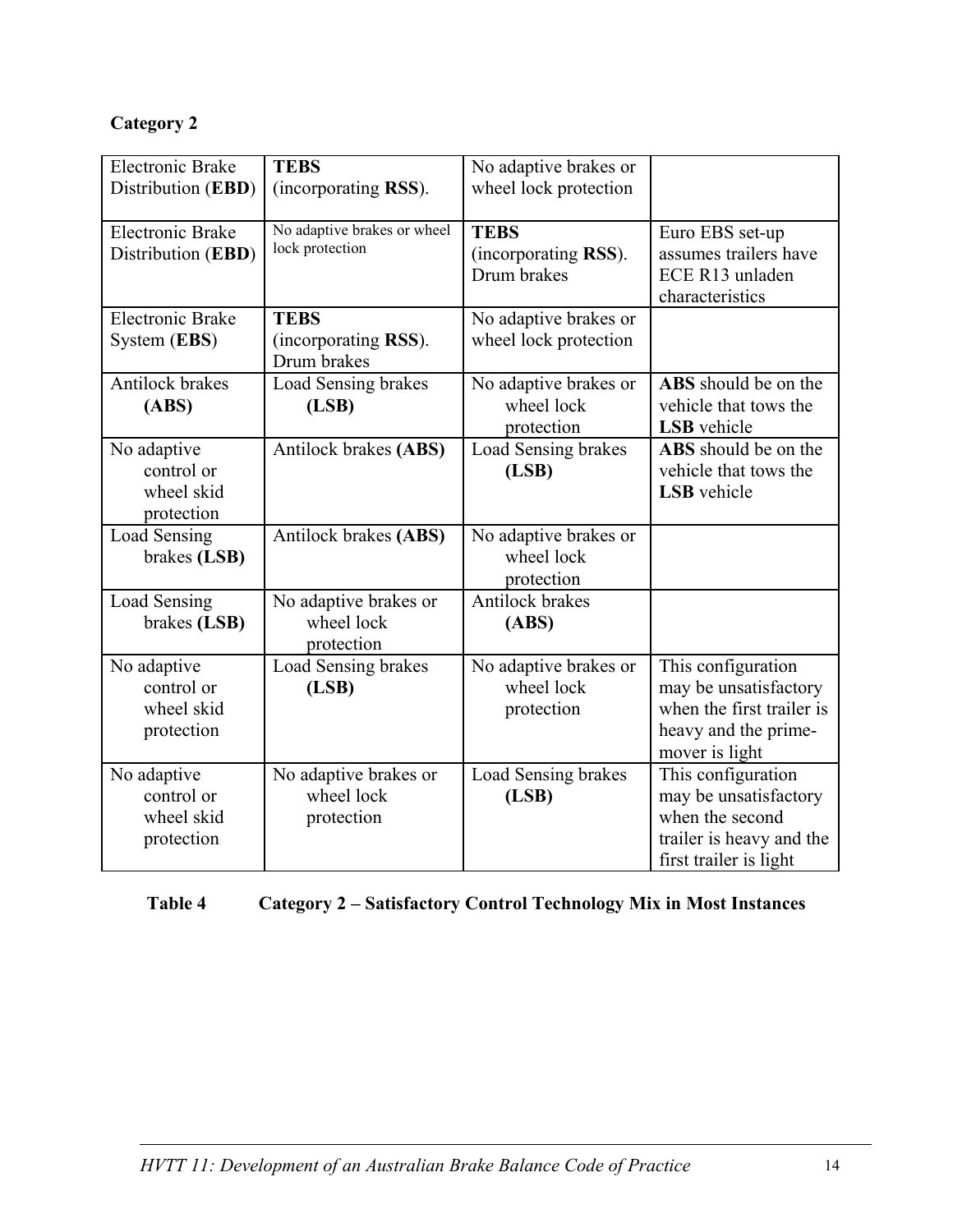**Category 2**

| | | | |
|---|---|---|---|
| Electronic Brake Distribution (**EBD**) | **TEBS** (incorporating **RSS**). | No adaptive brakes or wheel lock protection | |
| Electronic Brake Distribution (**EBD**) | No adaptive brakes or wheel lock protection | **TEBS** (incorporating **RSS**). Drum brakes | Euro EBS set-up assumes trailers have ECE R13 unladen characteristics |
| Electronic Brake System (**EBS**) | **TEBS** (incorporating **RSS**). Drum brakes | No adaptive brakes or wheel lock protection | |
| Antilock brakes **(ABS)** | Load Sensing brakes **(LSB)** | No adaptive brakes or wheel lock protection | **ABS** should be on the vehicle that tows the **LSB** vehicle |
| No adaptive control or wheel skid protection | Antilock brakes **(ABS)** | Load Sensing brakes **(LSB)** | **ABS** should be on the vehicle that tows the **LSB** vehicle |
| Load Sensing brakes **(LSB)** | Antilock brakes **(ABS)** | No adaptive brakes or wheel lock protection | |
| Load Sensing brakes **(LSB)** | No adaptive brakes or wheel lock protection | Antilock brakes **(ABS)** | |
| No adaptive control or wheel skid protection | Load Sensing brakes **(LSB)** | No adaptive brakes or wheel lock protection | This configuration may be unsatisfactory when the first trailer is heavy and the prime-mover is light |
| No adaptive control or wheel skid protection | No adaptive brakes or wheel lock protection | Load Sensing brakes **(LSB)** | This configuration may be unsatisfactory when the second trailer is heavy and the first trailer is light |

**Table 4 Category 2 – Satisfactory Control Technology Mix in Most Instances**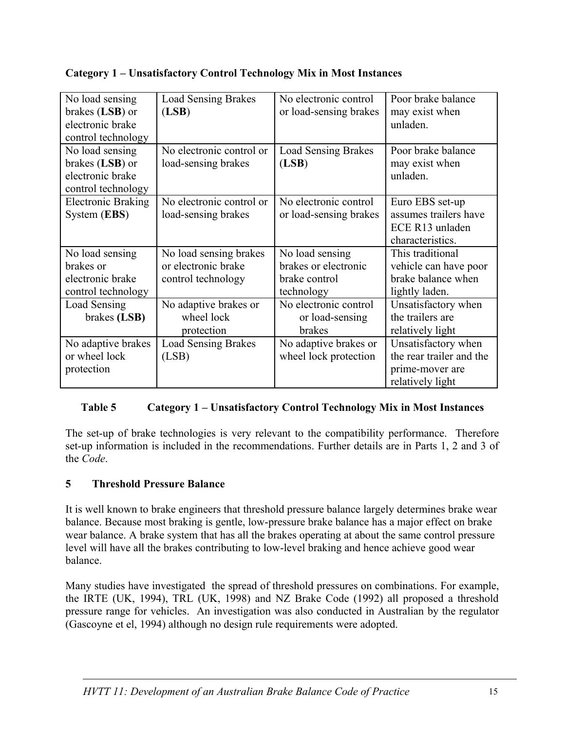**Category 1 – Unsatisfactory Control Technology Mix in Most Instances**

| | | | |
|---|---|---|---|
| No load sensing brakes (**LSB**) or electronic brake control technology | Load Sensing Brakes (**LSB**) | No electronic control or load-sensing brakes | Poor brake balance may exist when unladen. |
| No load sensing brakes (**LSB**) or electronic brake control technology | No electronic control or load-sensing brakes | Load Sensing Brakes (**LSB**) | Poor brake balance may exist when unladen. |
| Electronic Braking System (**EBS**) | No electronic control or load-sensing brakes | No electronic control or load-sensing brakes | Euro EBS set-up assumes trailers have ECE R13 unladen characteristics. |
| No load sensing brakes or electronic brake control technology | No load sensing brakes or electronic brake control technology | No load sensing brakes or electronic brake control technology | This traditional vehicle can have poor brake balance when lightly laden. |
| Load Sensing brakes **(LSB)** | No adaptive brakes or wheel lock protection | No electronic control or load-sensing brakes | Unsatisfactory when the trailers are relatively light |
| No adaptive brakes or wheel lock protection | Load Sensing Brakes (LSB) | No adaptive brakes or wheel lock protection | Unsatisfactory when the rear trailer and the prime-mover are relatively light |

**Table 5 Category 1 – Unsatisfactory Control Technology Mix in Most Instances**

The set-up of brake technologies is very relevant to the compatibility performance. Therefore set-up information is included in the recommendations. Further details are in Parts 1, 2 and 3 of the *Code*.

## 5 Threshold Pressure Balance

It is well known to brake engineers that threshold pressure balance largely determines brake wear balance. Because most braking is gentle, low-pressure brake balance has a major effect on brake wear balance. A brake system that has all the brakes operating at about the same control pressure level will have all the brakes contributing to low-level braking and hence achieve good wear balance.

Many studies have investigated the spread of threshold pressures on combinations. For example, the IRTE (UK, 1994), TRL (UK, 1998) and NZ Brake Code (1992) all proposed a threshold pressure range for vehicles. An investigation was also conducted in Australian by the regulator (Gascoyne et el, 1994) although no design rule requirements were adopted.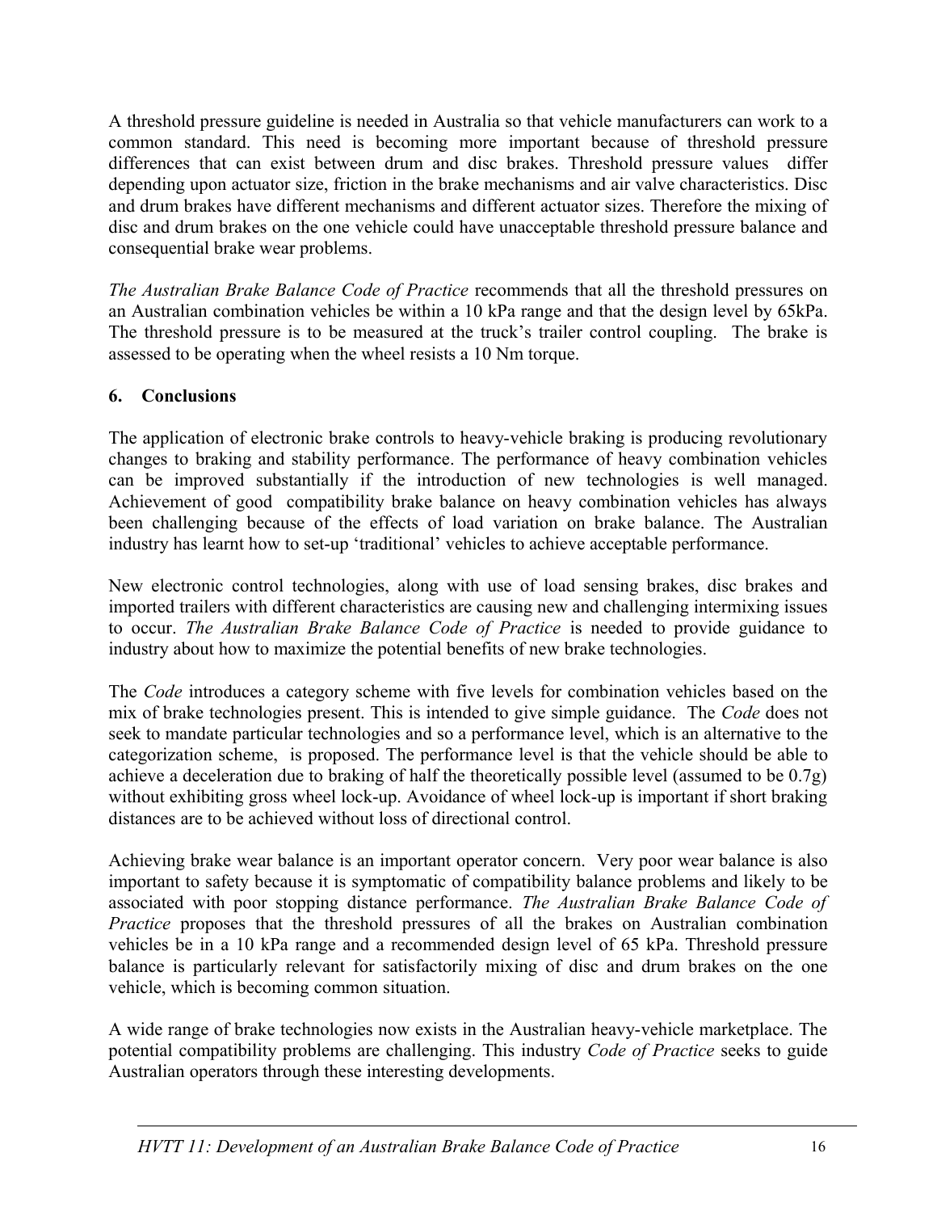A threshold pressure guideline is needed in Australia so that vehicle manufacturers can work to a common standard. This need is becoming more important because of threshold pressure differences that can exist between drum and disc brakes. Threshold pressure values differ depending upon actuator size, friction in the brake mechanisms and air valve characteristics. Disc and drum brakes have different mechanisms and different actuator sizes. Therefore the mixing of disc and drum brakes on the one vehicle could have unacceptable threshold pressure balance and consequential brake wear problems.

*The Australian Brake Balance Code of Practice* recommends that all the threshold pressures on an Australian combination vehicles be within a 10 kPa range and that the design level by 65kPa. The threshold pressure is to be measured at the truck's trailer control coupling. The brake is assessed to be operating when the wheel resists a 10 Nm torque.

## 6. Conclusions

The application of electronic brake controls to heavy-vehicle braking is producing revolutionary changes to braking and stability performance. The performance of heavy combination vehicles can be improved substantially if the introduction of new technologies is well managed. Achievement of good compatibility brake balance on heavy combination vehicles has always been challenging because of the effects of load variation on brake balance. The Australian industry has learnt how to set-up 'traditional' vehicles to achieve acceptable performance.

New electronic control technologies, along with use of load sensing brakes, disc brakes and imported trailers with different characteristics are causing new and challenging intermixing issues to occur. *The Australian Brake Balance Code of Practice* is needed to provide guidance to industry about how to maximize the potential benefits of new brake technologies.

The *Code* introduces a category scheme with five levels for combination vehicles based on the mix of brake technologies present. This is intended to give simple guidance. The *Code* does not seek to mandate particular technologies and so a performance level, which is an alternative to the categorization scheme, is proposed. The performance level is that the vehicle should be able to achieve a deceleration due to braking of half the theoretically possible level (assumed to be 0.7g) without exhibiting gross wheel lock-up. Avoidance of wheel lock-up is important if short braking distances are to be achieved without loss of directional control.

Achieving brake wear balance is an important operator concern. Very poor wear balance is also important to safety because it is symptomatic of compatibility balance problems and likely to be associated with poor stopping distance performance. *The Australian Brake Balance Code of Practice* proposes that the threshold pressures of all the brakes on Australian combination vehicles be in a 10 kPa range and a recommended design level of 65 kPa. Threshold pressure balance is particularly relevant for satisfactorily mixing of disc and drum brakes on the one vehicle, which is becoming common situation.

A wide range of brake technologies now exists in the Australian heavy-vehicle marketplace. The potential compatibility problems are challenging. This industry *Code of Practice* seeks to guide Australian operators through these interesting developments.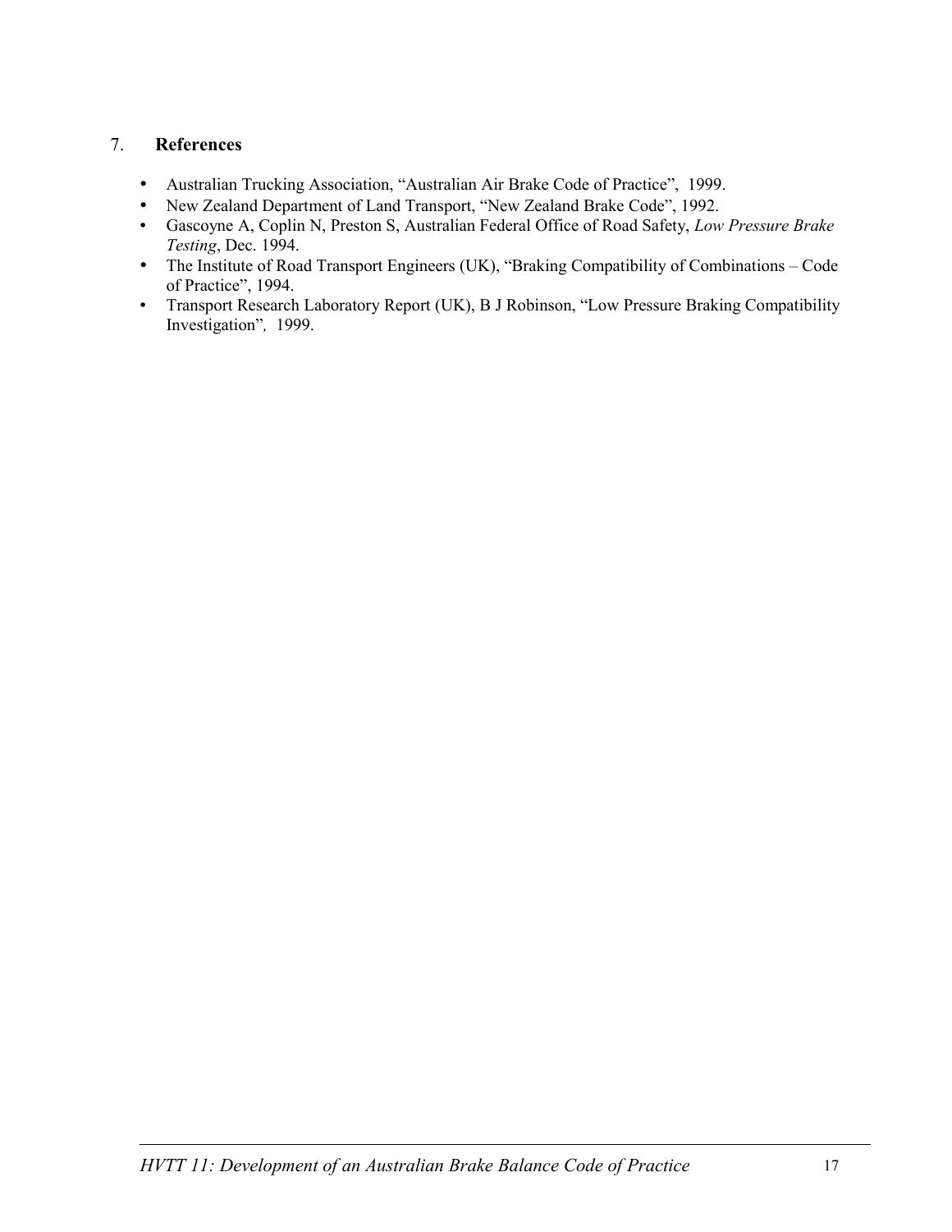## 7. **References**

- Australian Trucking Association, "Australian Air Brake Code of Practice", 1999.
- New Zealand Department of Land Transport, "New Zealand Brake Code", 1992.
- Gascoyne A, Coplin N, Preston S, Australian Federal Office of Road Safety, *Low Pressure Brake Testing*, Dec. 1994.
- The Institute of Road Transport Engineers (UK), "Braking Compatibility of Combinations – Code of Practice", 1994.
- Transport Research Laboratory Report (UK), B J Robinson, "Low Pressure Braking Compatibility Investigation", 1999.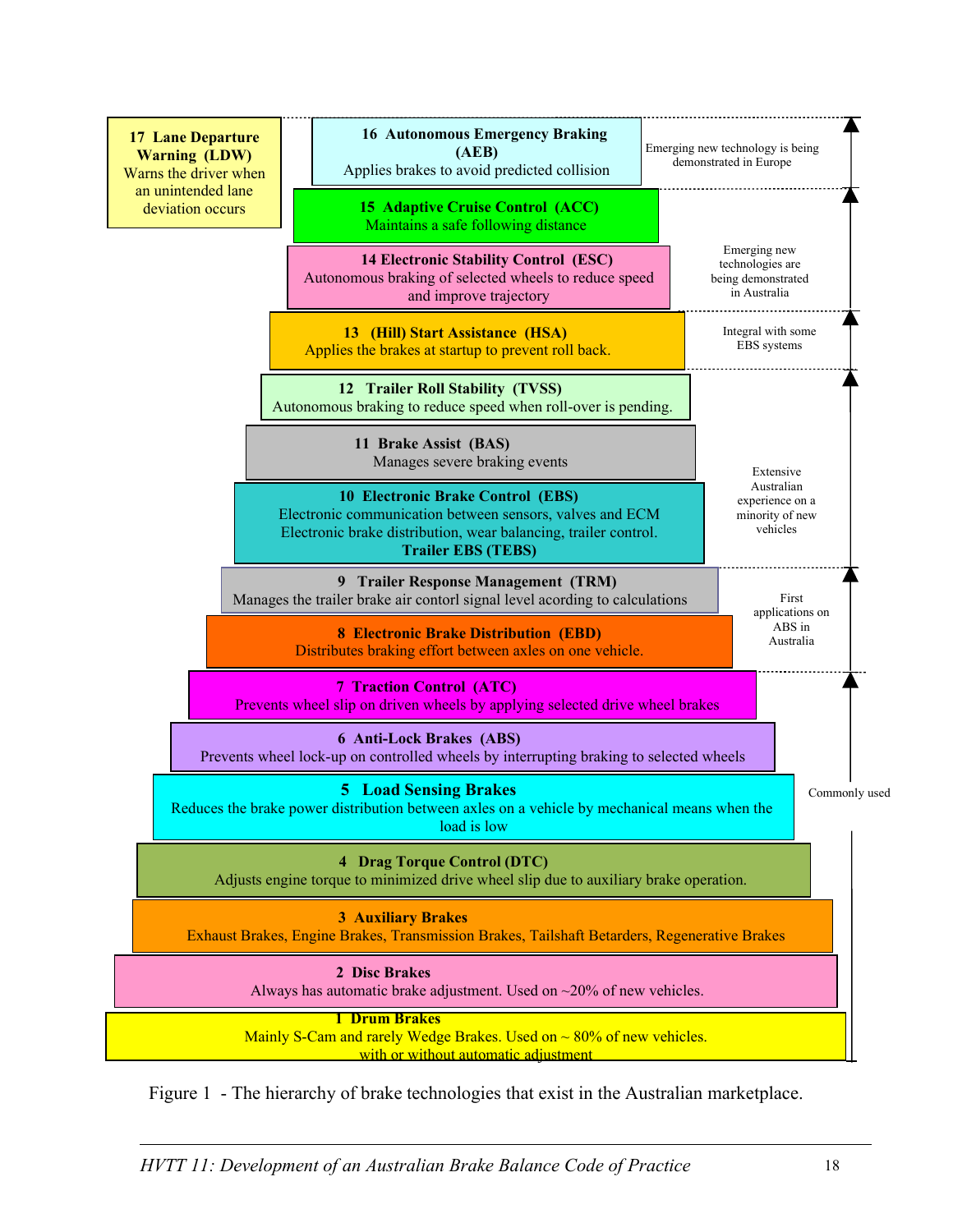17 **Lane Departure Warning (LDW)**
Warns the driver when an unintended lane deviation occurs

16 **Autonomous Emergency Braking (AEB)**
Applies brakes to avoid predicted collision

Emerging new technology is being demonstrated in Europe

15 **Adaptive Cruise Control (ACC)**
Maintains a safe following distance

14 **Electronic Stability Control (ESC)**
Autonomous braking of selected wheels to reduce speed and improve trajectory

Emerging new technologies are being demonstrated in Australia

13 **(Hill) Start Assistance (HSA)**
Applies the brakes at startup to prevent roll back.

Integral with some EBS systems

12 **Trailer Roll Stability (TVSS)**
Autonomous braking to reduce speed when roll-over is pending.

11 **Brake Assist (BAS)**
Manages severe braking events

10 **Electronic Brake Control (EBS)**
Electronic communication between sensors, valves and ECM
Electronic brake distribution, wear balancing, trailer control.
**Trailer EBS (TEBS)**

Extensive Australian experience on a minority of new vehicles

9 **Trailer Response Management (TRM)**
Manages the trailer brake air contorl signal level acording to calculations

8 **Electronic Brake Distribution (EBD)**
Distributes braking effort between axles on one vehicle.

First applications on ABS in Australia

7 **Traction Control (ATC)**
Prevents wheel slip on driven wheels by applying selected drive wheel brakes

6 **Anti-Lock Brakes (ABS)**
Prevents wheel lock-up on controlled wheels by interrupting braking to selected wheels

5 **Load Sensing Brakes**
Reduces the brake power distribution between axles on a vehicle by mechanical means when the load is low

Commonly used

4 **Drag Torque Control (DTC)**
Adjusts engine torque to minimized drive wheel slip due to auxiliary brake operation.

3 **Auxiliary Brakes**
Exhaust Brakes, Engine Brakes, Transmission Brakes, Tailshaft Betarders, Regenerative Brakes

2 **Disc Brakes**
Always has automatic brake adjustment. Used on ~20% of new vehicles.

1 **Drum Brakes**
Mainly S-Cam and rarely Wedge Brakes. Used on ~ 80% of new vehicles. with or without automatic adjustment

Figure 1 - The hierarchy of brake technologies that exist in the Australian marketplace.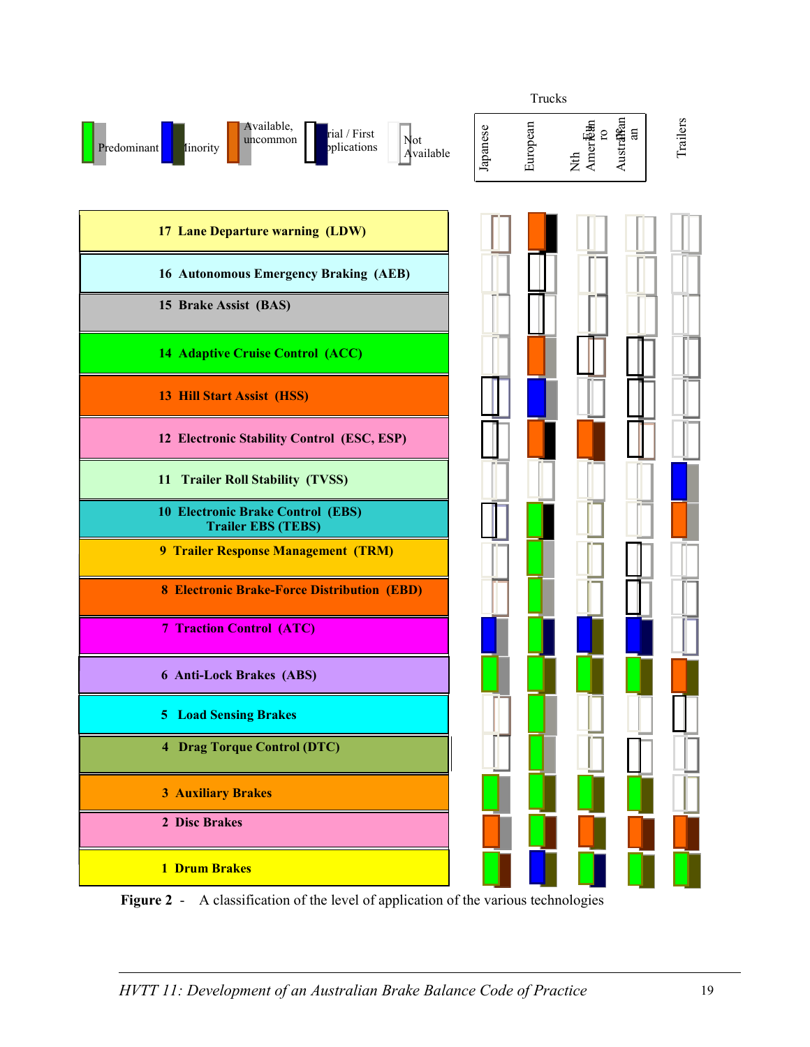Trucks

Predominant | Minority | Available, uncommon | Trial / First applications | Not Available

Japanese | European | Nth American | Euro Australian | Trailers

17 Lane Departure warning (LDW)

16 Autonomous Emergency Braking (AEB)

15 Brake Assist (BAS)

14 Adaptive Cruise Control (ACC)

13 Hill Start Assist (HSS)

12 Electronic Stability Control (ESC, ESP)

11 Trailer Roll Stability (TVSS)

10 Electronic Brake Control (EBS) Trailer EBS (TEBS)

9 Trailer Response Management (TRM)

8 Electronic Brake-Force Distribution (EBD)

7 Traction Control (ATC)

6 Anti-Lock Brakes (ABS)

5 Load Sensing Brakes

4 Drag Torque Control (DTC)

3 Auxiliary Brakes

2 Disc Brakes

1 Drum Brakes

**Figure 2** - A classification of the level of application of the various technologies